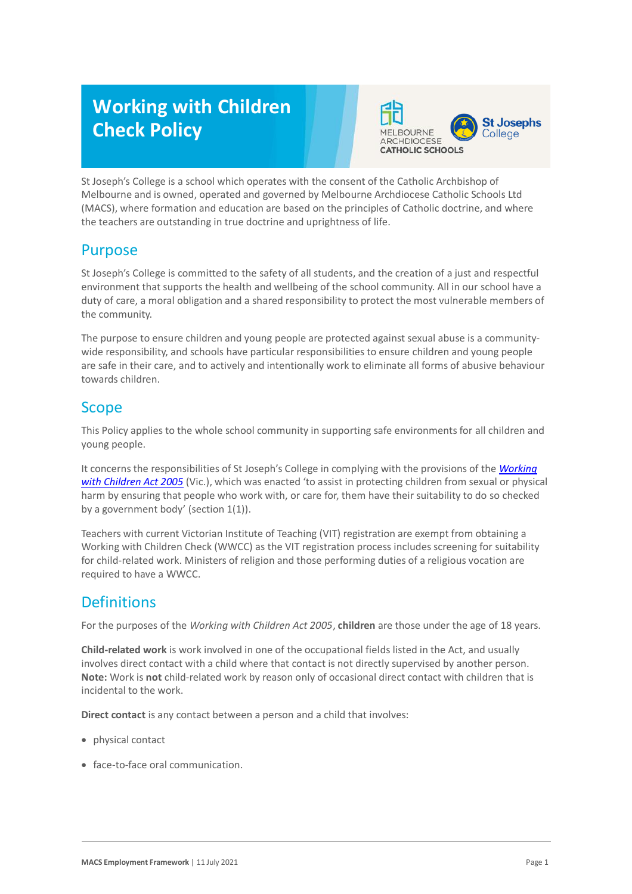# Working with Children Check Policy

St Joseph's College is a school which operates with the consent of the Catholic Archbishop of Melbourne and is owned, operated and governed by Melbourne Archdiocese Catholic Schools Ltd (MACS), where formation and education are based on the principles of Catholic doctrine, and where the teachers are outstanding in true doctrine and uprightness of life.

## Purpose

St Joseph's College is committed to the safety of all students, and the creation of a just and respectful environment that supports the health and wellbeing of the school community. All in our school have a duty of care, a moral obligation and a shared responsibility to protect the most vulnerable members of the community.

The purpose to ensure children and young people are protected against sexual abuse is a community-wide responsibility, and schools have particular responsibilities to ensure children and young people are safe in their care, and to actively and intentionally work to eliminate all forms of abusive behaviour towards children.

## Scope

This Policy applies to the whole school community in supporting safe environments for all children and young people.

It concerns the responsibilities of St Joseph's College in complying with the provisions of the *Working with Children Act 2005* (Vic.), which was enacted 'to assist in protecting children from sexual or physical harm by ensuring that people who work with, or care for, them have their suitability to do so checked by a government body' (section 1(1)).

Teachers with current Victorian Institute of Teaching (VIT) registration are exempt from obtaining a Working with Children Check (WWCC) as the VIT registration process includes screening for suitability for child-related work. Ministers of religion and those performing duties of a religious vocation are required to have a WWCC.

## Definitions

For the purposes of the *Working with Children Act 2005*, **children** are those under the age of 18 years.

**Child-related work** is work involved in one of the occupational fields listed in the Act, and usually involves direct contact with a child where that contact is not directly supervised by another person. **Note:** Work is **not** child-related work by reason only of occasional direct contact with children that is incidental to the work.

**Direct contact** is any contact between a person and a child that involves:

- physical contact
- face-to-face oral communication.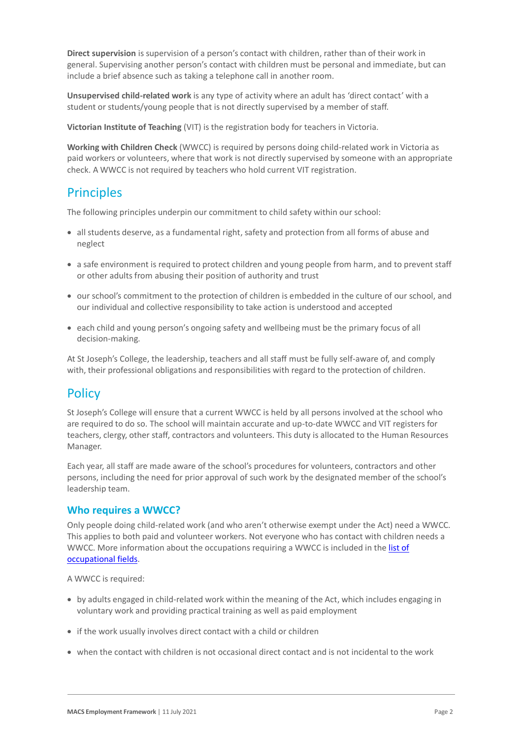**Direct supervision** is supervision of a person's contact with children, rather than of their work in general. Supervising another person's contact with children must be personal and immediate, but can include a brief absence such as taking a telephone call in another room.

**Unsupervised child-related work** is any type of activity where an adult has 'direct contact' with a student or students/young people that is not directly supervised by a member of staff.

**Victorian Institute of Teaching** (VIT) is the registration body for teachers in Victoria.

**Working with Children Check** (WWCC) is required by persons doing child-related work in Victoria as paid workers or volunteers, where that work is not directly supervised by someone with an appropriate check. A WWCC is not required by teachers who hold current VIT registration.

## Principles

The following principles underpin our commitment to child safety within our school:

- all students deserve, as a fundamental right, safety and protection from all forms of abuse and neglect
- a safe environment is required to protect children and young people from harm, and to prevent staff or other adults from abusing their position of authority and trust
- our school's commitment to the protection of children is embedded in the culture of our school, and our individual and collective responsibility to take action is understood and accepted
- each child and young person's ongoing safety and wellbeing must be the primary focus of all decision-making.

At St Joseph's College, the leadership, teachers and all staff must be fully self-aware of, and comply with, their professional obligations and responsibilities with regard to the protection of children.

## Policy

St Joseph's College will ensure that a current WWCC is held by all persons involved at the school who are required to do so. The school will maintain accurate and up-to-date WWCC and VIT registers for teachers, clergy, other staff, contractors and volunteers. This duty is allocated to the Human Resources Manager.

Each year, all staff are made aware of the school's procedures for volunteers, contractors and other persons, including the need for prior approval of such work by the designated member of the school's leadership team.

### Who requires a WWCC?

Only people doing child-related work (and who aren't otherwise exempt under the Act) need a WWCC. This applies to both paid and volunteer workers. Not everyone who has contact with children needs a WWCC. More information about the occupations requiring a WWCC is included in the list of occupational fields.

A WWCC is required:

- by adults engaged in child-related work within the meaning of the Act, which includes engaging in voluntary work and providing practical training as well as paid employment
- if the work usually involves direct contact with a child or children
- when the contact with children is not occasional direct contact and is not incidental to the work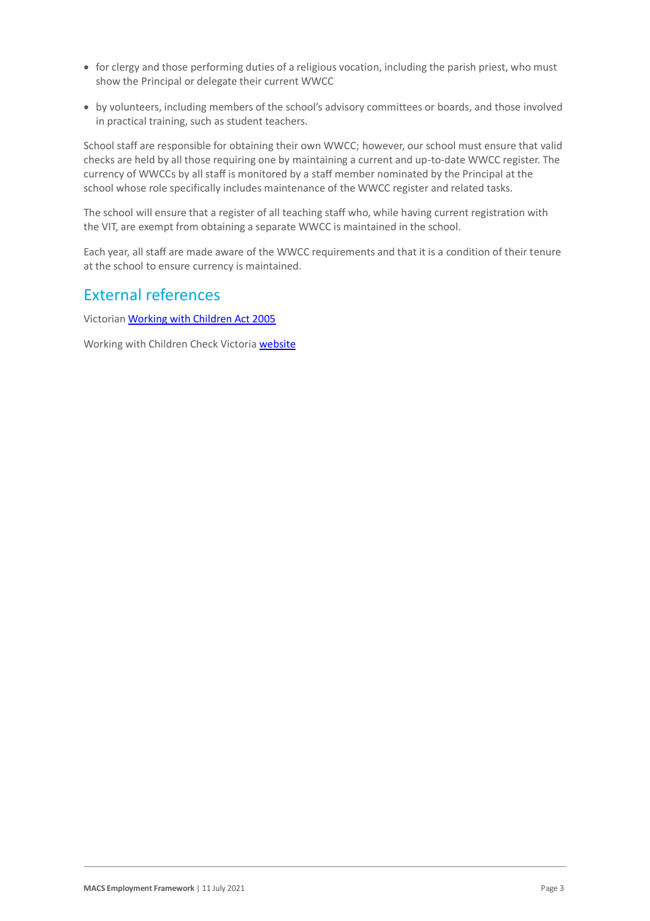- for clergy and those performing duties of a religious vocation, including the parish priest, who must show the Principal or delegate their current WWCC
- by volunteers, including members of the school's advisory committees or boards, and those involved in practical training, such as student teachers.

School staff are responsible for obtaining their own WWCC; however, our school must ensure that valid checks are held by all those requiring one by maintaining a current and up-to-date WWCC register. The currency of WWCCs by all staff is monitored by a staff member nominated by the Principal at the school whose role specifically includes maintenance of the WWCC register and related tasks.

The school will ensure that a register of all teaching staff who, while having current registration with the VIT, are exempt from obtaining a separate WWCC is maintained in the school.

Each year, all staff are made aware of the WWCC requirements and that it is a condition of their tenure at the school to ensure currency is maintained.

## External references

Victorian Working with Children Act 2005

Working with Children Check Victoria website